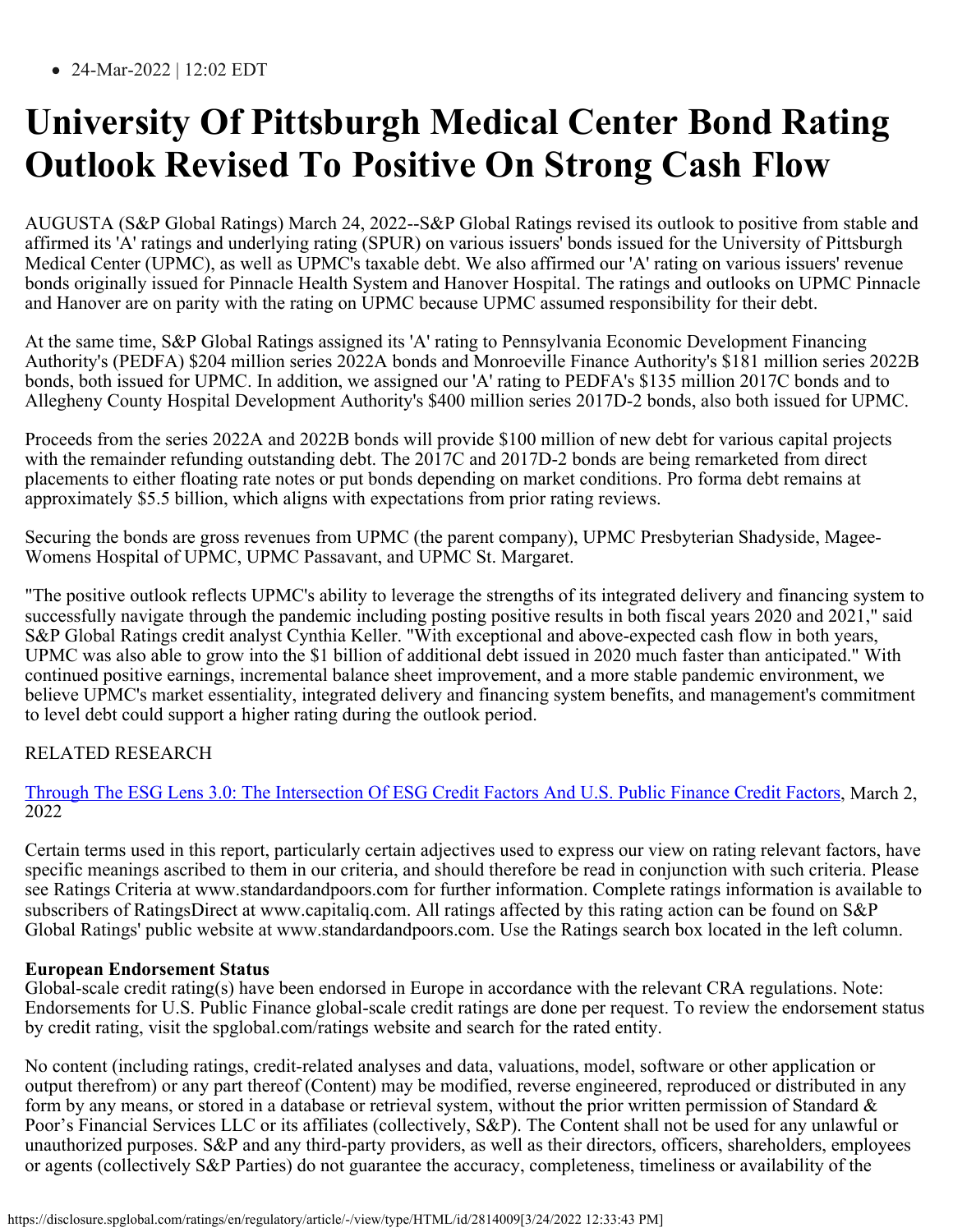- 24-Mar-2022 | 12:02 EDT

# University Of Pittsburgh Medical Center Bond Rating Outlook Revised To Positive On Strong Cash Flow

AUGUSTA (S&P Global Ratings) March 24, 2022--S&P Global Ratings revised its outlook to positive from stable and affirmed its 'A' ratings and underlying rating (SPUR) on various issuers' bonds issued for the University of Pittsburgh Medical Center (UPMC), as well as UPMC's taxable debt. We also affirmed our 'A' rating on various issuers' revenue bonds originally issued for Pinnacle Health System and Hanover Hospital. The ratings and outlooks on UPMC Pinnacle and Hanover are on parity with the rating on UPMC because UPMC assumed responsibility for their debt.

At the same time, S&P Global Ratings assigned its 'A' rating to Pennsylvania Economic Development Financing Authority's (PEDFA) $204 million series 2022A bonds and Monroeville Finance Authority's $181 million series 2022B bonds, both issued for UPMC. In addition, we assigned our 'A' rating to PEDFA's $135 million 2017C bonds and to Allegheny County Hospital Development Authority's $400 million series 2017D-2 bonds, also both issued for UPMC.

Proceeds from the series 2022A and 2022B bonds will provide $100 million of new debt for various capital projects with the remainder refunding outstanding debt. The 2017C and 2017D-2 bonds are being remarketed from direct placements to either floating rate notes or put bonds depending on market conditions. Pro forma debt remains at approximately $5.5 billion, which aligns with expectations from prior rating reviews.

Securing the bonds are gross revenues from UPMC (the parent company), UPMC Presbyterian Shadyside, Magee-Womens Hospital of UPMC, UPMC Passavant, and UPMC St. Margaret.

"The positive outlook reflects UPMC's ability to leverage the strengths of its integrated delivery and financing system to successfully navigate through the pandemic including posting positive results in both fiscal years 2020 and 2021," said S&P Global Ratings credit analyst Cynthia Keller. "With exceptional and above-expected cash flow in both years, UPMC was also able to grow into the $1 billion of additional debt issued in 2020 much faster than anticipated." With continued positive earnings, incremental balance sheet improvement, and a more stable pandemic environment, we believe UPMC's market essentiality, integrated delivery and financing system benefits, and management's commitment to level debt could support a higher rating during the outlook period.

RELATED RESEARCH

Through The ESG Lens 3.0: The Intersection Of ESG Credit Factors And U.S. Public Finance Credit Factors, March 2, 2022

Certain terms used in this report, particularly certain adjectives used to express our view on rating relevant factors, have specific meanings ascribed to them in our criteria, and should therefore be read in conjunction with such criteria. Please see Ratings Criteria at www.standardandpoors.com for further information. Complete ratings information is available to subscribers of RatingsDirect at www.capitaliq.com. All ratings affected by this rating action can be found on S&P Global Ratings' public website at www.standardandpoors.com. Use the Ratings search box located in the left column.

**European Endorsement Status**
Global-scale credit rating(s) have been endorsed in Europe in accordance with the relevant CRA regulations. Note: Endorsements for U.S. Public Finance global-scale credit ratings are done per request. To review the endorsement status by credit rating, visit the spglobal.com/ratings website and search for the rated entity.

No content (including ratings, credit-related analyses and data, valuations, model, software or other application or output therefrom) or any part thereof (Content) may be modified, reverse engineered, reproduced or distributed in any form by any means, or stored in a database or retrieval system, without the prior written permission of Standard & Poor's Financial Services LLC or its affiliates (collectively, S&P). The Content shall not be used for any unlawful or unauthorized purposes. S&P and any third-party providers, as well as their directors, officers, shareholders, employees or agents (collectively S&P Parties) do not guarantee the accuracy, completeness, timeliness or availability of the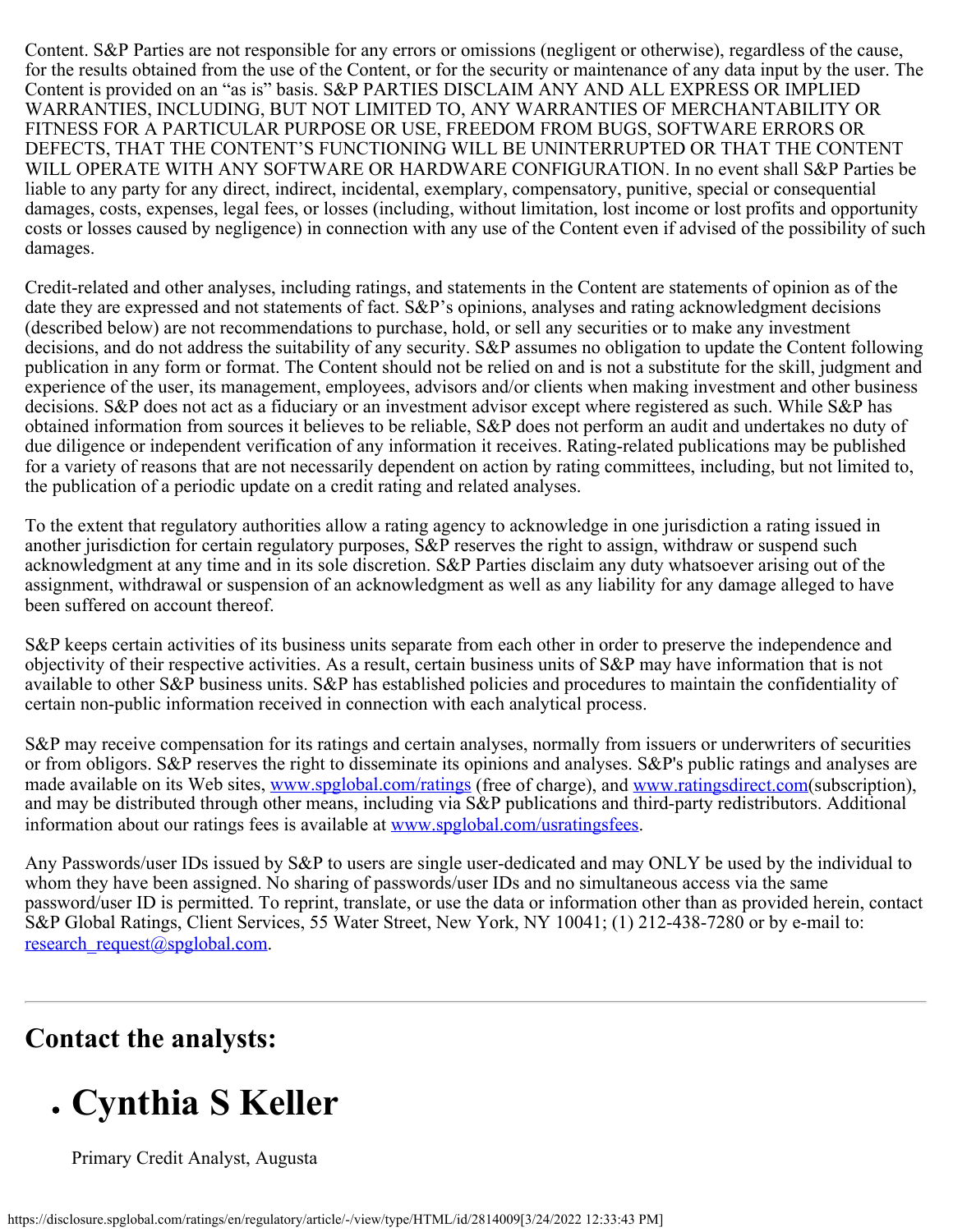Content. S&P Parties are not responsible for any errors or omissions (negligent or otherwise), regardless of the cause, for the results obtained from the use of the Content, or for the security or maintenance of any data input by the user. The Content is provided on an "as is" basis. S&P PARTIES DISCLAIM ANY AND ALL EXPRESS OR IMPLIED WARRANTIES, INCLUDING, BUT NOT LIMITED TO, ANY WARRANTIES OF MERCHANTABILITY OR FITNESS FOR A PARTICULAR PURPOSE OR USE, FREEDOM FROM BUGS, SOFTWARE ERRORS OR DEFECTS, THAT THE CONTENT'S FUNCTIONING WILL BE UNINTERRUPTED OR THAT THE CONTENT WILL OPERATE WITH ANY SOFTWARE OR HARDWARE CONFIGURATION. In no event shall S&P Parties be liable to any party for any direct, indirect, incidental, exemplary, compensatory, punitive, special or consequential damages, costs, expenses, legal fees, or losses (including, without limitation, lost income or lost profits and opportunity costs or losses caused by negligence) in connection with any use of the Content even if advised of the possibility of such damages.

Credit-related and other analyses, including ratings, and statements in the Content are statements of opinion as of the date they are expressed and not statements of fact. S&P's opinions, analyses and rating acknowledgment decisions (described below) are not recommendations to purchase, hold, or sell any securities or to make any investment decisions, and do not address the suitability of any security. S&P assumes no obligation to update the Content following publication in any form or format. The Content should not be relied on and is not a substitute for the skill, judgment and experience of the user, its management, employees, advisors and/or clients when making investment and other business decisions. S&P does not act as a fiduciary or an investment advisor except where registered as such. While S&P has obtained information from sources it believes to be reliable, S&P does not perform an audit and undertakes no duty of due diligence or independent verification of any information it receives. Rating-related publications may be published for a variety of reasons that are not necessarily dependent on action by rating committees, including, but not limited to, the publication of a periodic update on a credit rating and related analyses.

To the extent that regulatory authorities allow a rating agency to acknowledge in one jurisdiction a rating issued in another jurisdiction for certain regulatory purposes, S&P reserves the right to assign, withdraw or suspend such acknowledgment at any time and in its sole discretion. S&P Parties disclaim any duty whatsoever arising out of the assignment, withdrawal or suspension of an acknowledgment as well as any liability for any damage alleged to have been suffered on account thereof.

S&P keeps certain activities of its business units separate from each other in order to preserve the independence and objectivity of their respective activities. As a result, certain business units of S&P may have information that is not available to other S&P business units. S&P has established policies and procedures to maintain the confidentiality of certain non-public information received in connection with each analytical process.

S&P may receive compensation for its ratings and certain analyses, normally from issuers or underwriters of securities or from obligors. S&P reserves the right to disseminate its opinions and analyses. S&P's public ratings and analyses are made available on its Web sites, www.spglobal.com/ratings (free of charge), and www.ratingsdirect.com(subscription), and may be distributed through other means, including via S&P publications and third-party redistributors. Additional information about our ratings fees is available at www.spglobal.com/usratingsfees.

Any Passwords/user IDs issued by S&P to users are single user-dedicated and may ONLY be used by the individual to whom they have been assigned. No sharing of passwords/user IDs and no simultaneous access via the same password/user ID is permitted. To reprint, translate, or use the data or information other than as provided herein, contact S&P Global Ratings, Client Services, 55 Water Street, New York, NY 10041; (1) 212-438-7280 or by e-mail to: research_request@spglobal.com.

---

## Contact the analysts:

- # Cynthia S Keller

  Primary Credit Analyst, Augusta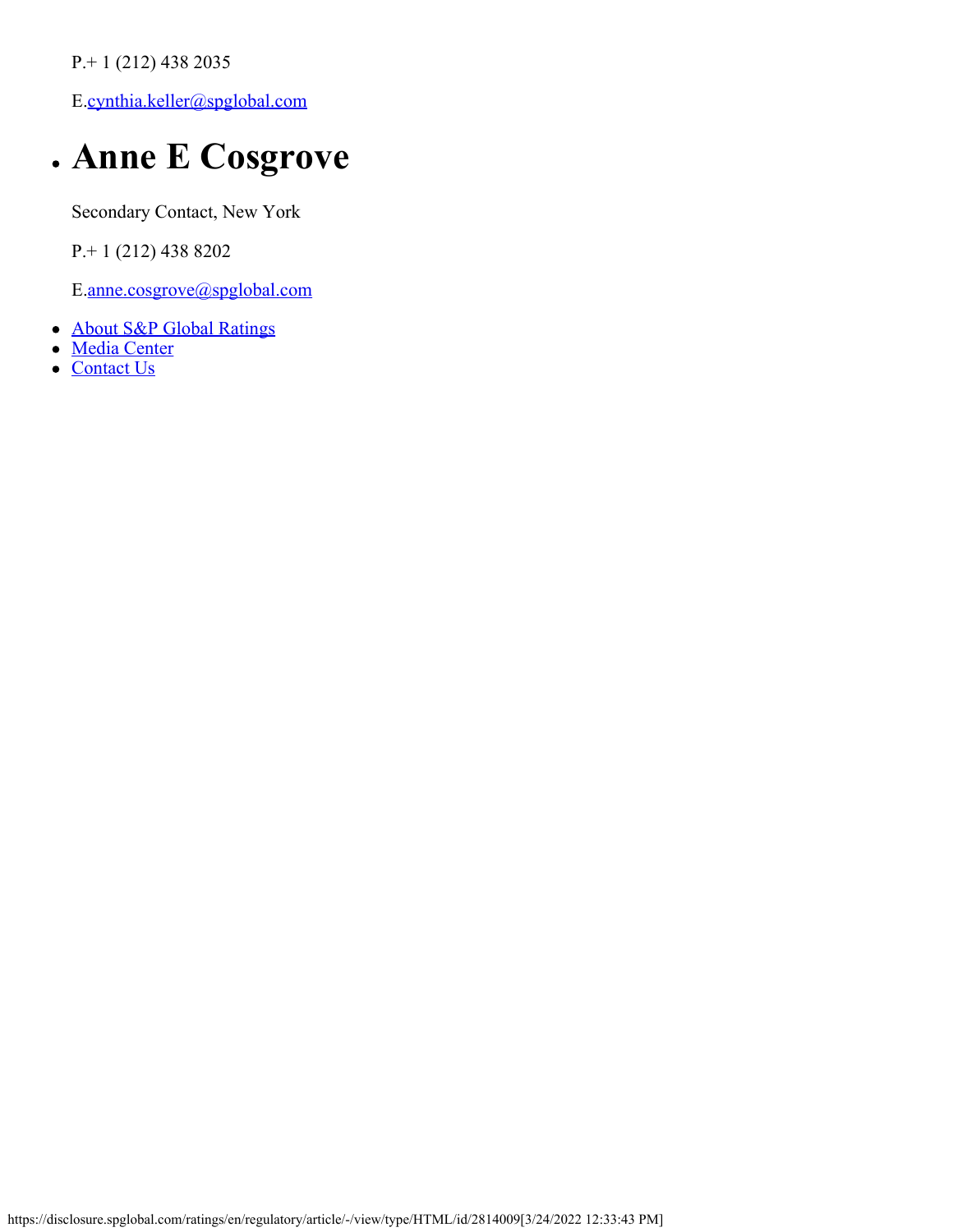P.+ 1 (212) 438 2035

E.cynthia.keller@spglobal.com

- # Anne E Cosgrove

  Secondary Contact, New York

  P.+ 1 (212) 438 8202

  E.anne.cosgrove@spglobal.com

- About S&P Global Ratings
- Media Center
- Contact Us